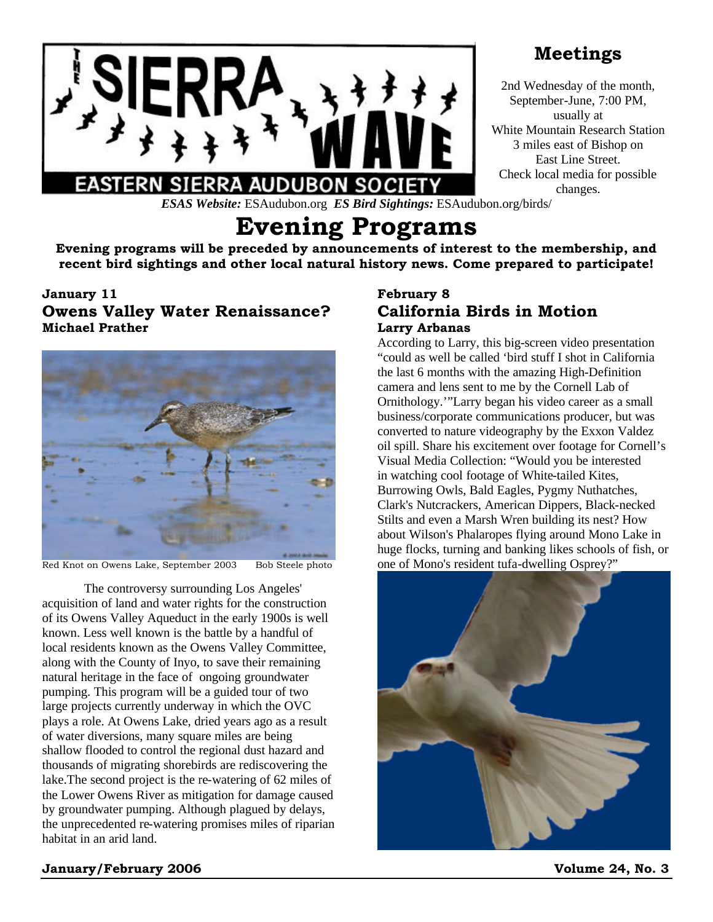# THE SIERRA WAVE

EASTERN SIERRA AUDUBON SOCIETY

## Meetings

2nd Wednesday of the month, September-June, 7:00 PM, usually at White Mountain Research Station 3 miles east of Bishop on East Line Street. Check local media for possible changes.

***ESAS Website:*** ESAudubon.org ***ES Bird Sightings:*** ESAudubon.org/birds/

# Evening Programs

**Evening programs will be preceded by announcements of interest to the membership, and recent bird sightings and other local natural history news. Come prepared to participate!**

### January 11
## Owens Valley Water Renaissance?
**Michael Prather**

Red Knot on Owens Lake, September 2003 Bob Steele photo

The controversy surrounding Los Angeles' acquisition of land and water rights for the construction of its Owens Valley Aqueduct in the early 1900s is well known. Less well known is the battle by a handful of local residents known as the Owens Valley Committee, along with the County of Inyo, to save their remaining natural heritage in the face of ongoing groundwater pumping. This program will be a guided tour of two large projects currently underway in which the OVC plays a role. At Owens Lake, dried years ago as a result of water diversions, many square miles are being shallow flooded to control the regional dust hazard and thousands of migrating shorebirds are rediscovering the lake.The second project is the re-watering of 62 miles of the Lower Owens River as mitigation for damage caused by groundwater pumping. Although plagued by delays, the unprecedented re-watering promises miles of riparian habitat in an arid land.

### February 8
## California Birds in Motion
**Larry Arbanas**

According to Larry, this big-screen video presentation "could as well be called 'bird stuff I shot in California the last 6 months with the amazing High-Definition camera and lens sent to me by the Cornell Lab of Ornithology.'"Larry began his video career as a small business/corporate communications producer, but was converted to nature videography by the Exxon Valdez oil spill. Share his excitement over footage for Cornell's Visual Media Collection: "Would you be interested in watching cool footage of White-tailed Kites, Burrowing Owls, Bald Eagles, Pygmy Nuthatches, Clark's Nutcrackers, American Dippers, Black-necked Stilts and even a Marsh Wren building its nest? How about Wilson's Phalaropes flying around Mono Lake in huge flocks, turning and banking likes schools of fish, or one of Mono's resident tufa-dwelling Osprey?"

**January/February 2006** **Volume 24, No. 3**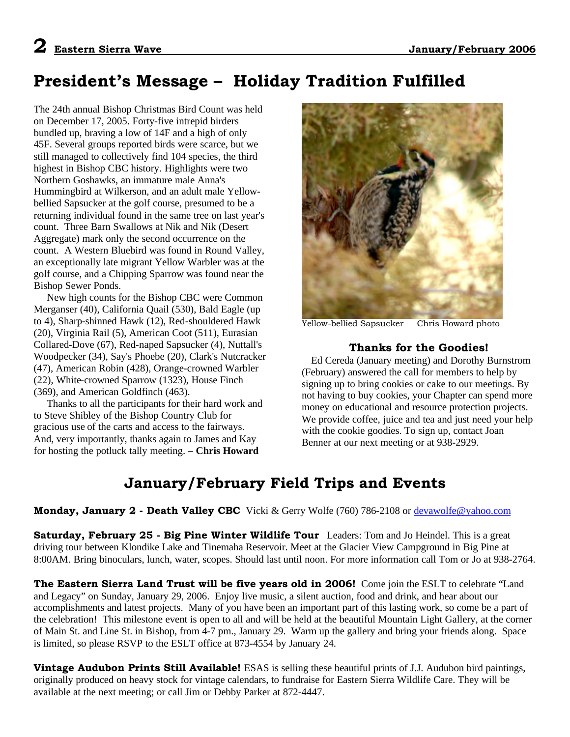# President's Message – Holiday Tradition Fulfilled

The 24th annual Bishop Christmas Bird Count was held on December 17, 2005. Forty-five intrepid birders bundled up, braving a low of 14F and a high of only 45F. Several groups reported birds were scarce, but we still managed to collectively find 104 species, the third highest in Bishop CBC history. Highlights were two Northern Goshawks, an immature male Anna's Hummingbird at Wilkerson, and an adult male Yellow-bellied Sapsucker at the golf course, presumed to be a returning individual found in the same tree on last year's count. Three Barn Swallows at Nik and Nik (Desert Aggregate) mark only the second occurrence on the count. A Western Bluebird was found in Round Valley, an exceptionally late migrant Yellow Warbler was at the golf course, and a Chipping Sparrow was found near the Bishop Sewer Ponds.

New high counts for the Bishop CBC were Common Merganser (40), California Quail (530), Bald Eagle (up to 4), Sharp-shinned Hawk (12), Red-shouldered Hawk (20), Virginia Rail (5), American Coot (511), Eurasian Collared-Dove (67), Red-naped Sapsucker (4), Nuttall's Woodpecker (34), Say's Phoebe (20), Clark's Nutcracker (47), American Robin (428), Orange-crowned Warbler (22), White-crowned Sparrow (1323), House Finch (369), and American Goldfinch (463).

Thanks to all the participants for their hard work and to Steve Shibley of the Bishop Country Club for gracious use of the carts and access to the fairways. And, very importantly, thanks again to James and Kay for hosting the potluck tally meeting. **– Chris Howard**

Yellow-bellied Sapsucker Chris Howard photo

### Thanks for the Goodies!

Ed Cereda (January meeting) and Dorothy Burnstrom (February) answered the call for members to help by signing up to bring cookies or cake to our meetings. By not having to buy cookies, your Chapter can spend more money on educational and resource protection projects. We provide coffee, juice and tea and just need your help with the cookie goodies. To sign up, contact Joan Benner at our next meeting or at 938-2929.

## January/February Field Trips and Events

**Monday, January 2 - Death Valley CBC** Vicki & Gerry Wolfe (760) 786-2108 or devawolfe@yahoo.com

**Saturday, February 25 - Big Pine Winter Wildlife Tour** Leaders: Tom and Jo Heindel. This is a great driving tour between Klondike Lake and Tinemaha Reservoir. Meet at the Glacier View Campground in Big Pine at 8:00AM. Bring binoculars, lunch, water, scopes. Should last until noon. For more information call Tom or Jo at 938-2764.

**The Eastern Sierra Land Trust will be five years old in 2006!** Come join the ESLT to celebrate "Land and Legacy" on Sunday, January 29, 2006. Enjoy live music, a silent auction, food and drink, and hear about our accomplishments and latest projects. Many of you have been an important part of this lasting work, so come be a part of the celebration! This milestone event is open to all and will be held at the beautiful Mountain Light Gallery, at the corner of Main St. and Line St. in Bishop, from 4-7 pm., January 29. Warm up the gallery and bring your friends along. Space is limited, so please RSVP to the ESLT office at 873-4554 by January 24.

**Vintage Audubon Prints Still Available!** ESAS is selling these beautiful prints of J.J. Audubon bird paintings, originally produced on heavy stock for vintage calendars, to fundraise for Eastern Sierra Wildlife Care. They will be available at the next meeting; or call Jim or Debby Parker at 872-4447.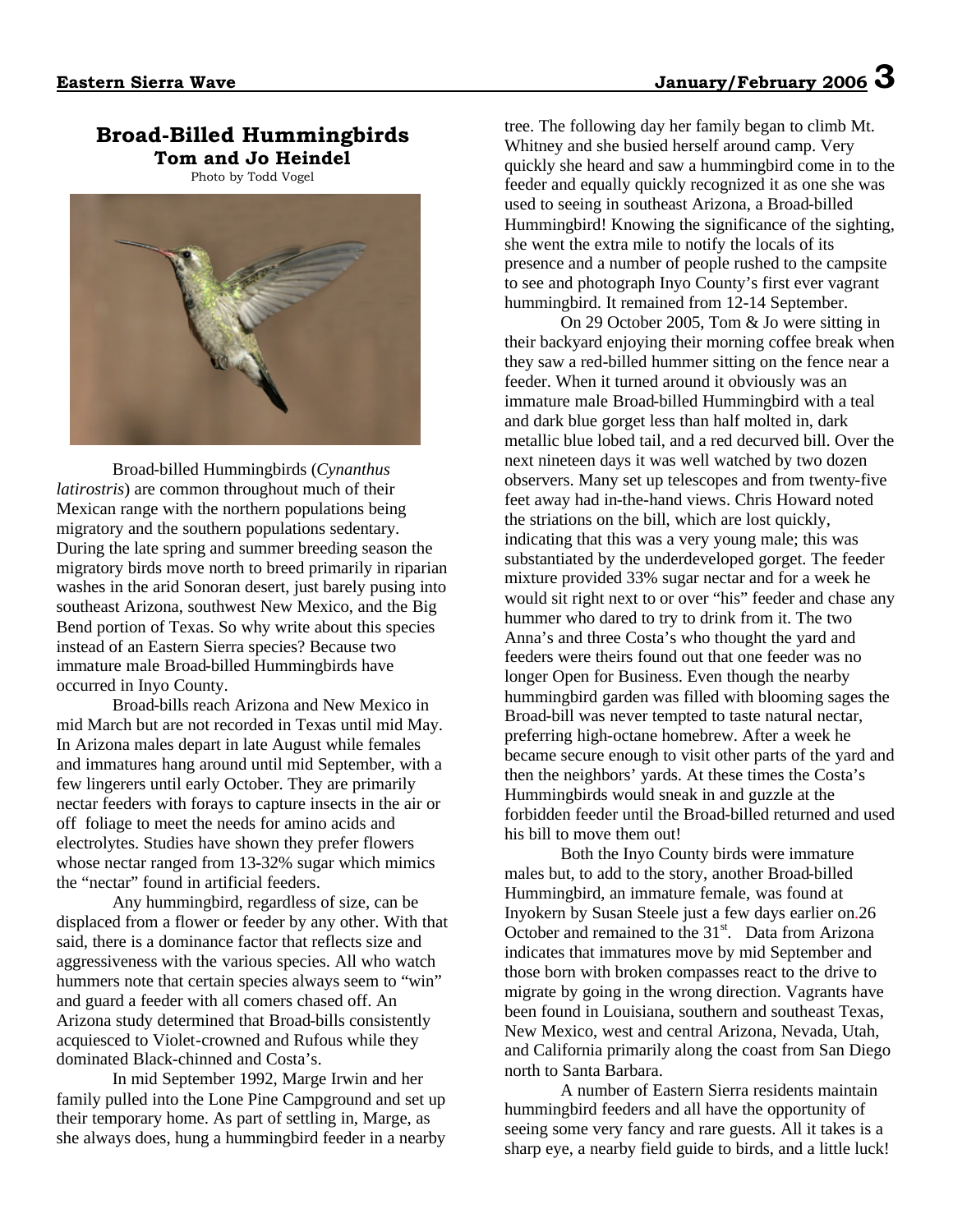## Broad-Billed Hummingbirds

**Tom and Jo Heindel**

Photo by Todd Vogel

Broad-billed Hummingbirds (*Cynanthus latirostris*) are common throughout much of their Mexican range with the northern populations being migratory and the southern populations sedentary. During the late spring and summer breeding season the migratory birds move north to breed primarily in riparian washes in the arid Sonoran desert, just barely pusing into southeast Arizona, southwest New Mexico, and the Big Bend portion of Texas. So why write about this species instead of an Eastern Sierra species? Because two immature male Broad-billed Hummingbirds have occurred in Inyo County.

Broad-bills reach Arizona and New Mexico in mid March but are not recorded in Texas until mid May. In Arizona males depart in late August while females and immatures hang around until mid September, with a few lingerers until early October. They are primarily nectar feeders with forays to capture insects in the air or off foliage to meet the needs for amino acids and electrolytes. Studies have shown they prefer flowers whose nectar ranged from 13-32% sugar which mimics the "nectar" found in artificial feeders.

Any hummingbird, regardless of size, can be displaced from a flower or feeder by any other. With that said, there is a dominance factor that reflects size and aggressiveness with the various species. All who watch hummers note that certain species always seem to "win" and guard a feeder with all comers chased off. An Arizona study determined that Broad-bills consistently acquiesced to Violet-crowned and Rufous while they dominated Black-chinned and Costa's.

In mid September 1992, Marge Irwin and her family pulled into the Lone Pine Campground and set up their temporary home. As part of settling in, Marge, as she always does, hung a hummingbird feeder in a nearby tree. The following day her family began to climb Mt. Whitney and she busied herself around camp. Very quickly she heard and saw a hummingbird come in to the feeder and equally quickly recognized it as one she was used to seeing in southeast Arizona, a Broad-billed Hummingbird! Knowing the significance of the sighting, she went the extra mile to notify the locals of its presence and a number of people rushed to the campsite to see and photograph Inyo County's first ever vagrant hummingbird. It remained from 12-14 September.

On 29 October 2005, Tom & Jo were sitting in their backyard enjoying their morning coffee break when they saw a red-billed hummer sitting on the fence near a feeder. When it turned around it obviously was an immature male Broad-billed Hummingbird with a teal and dark blue gorget less than half molted in, dark metallic blue lobed tail, and a red decurved bill. Over the next nineteen days it was well watched by two dozen observers. Many set up telescopes and from twenty-five feet away had in-the-hand views. Chris Howard noted the striations on the bill, which are lost quickly, indicating that this was a very young male; this was substantiated by the underdeveloped gorget. The feeder mixture provided 33% sugar nectar and for a week he would sit right next to or over "his" feeder and chase any hummer who dared to try to drink from it. The two Anna's and three Costa's who thought the yard and feeders were theirs found out that one feeder was no longer Open for Business. Even though the nearby hummingbird garden was filled with blooming sages the Broad-bill was never tempted to taste natural nectar, preferring high-octane homebrew. After a week he became secure enough to visit other parts of the yard and then the neighbors' yards. At these times the Costa's Hummingbirds would sneak in and guzzle at the forbidden feeder until the Broad-billed returned and used his bill to move them out!

Both the Inyo County birds were immature males but, to add to the story, another Broad-billed Hummingbird, an immature female, was found at Inyokern by Susan Steele just a few days earlier on 26 October and remained to the 31st. Data from Arizona indicates that immatures move by mid September and those born with broken compasses react to the drive to migrate by going in the wrong direction. Vagrants have been found in Louisiana, southern and southeast Texas, New Mexico, west and central Arizona, Nevada, Utah, and California primarily along the coast from San Diego north to Santa Barbara.

A number of Eastern Sierra residents maintain hummingbird feeders and all have the opportunity of seeing some very fancy and rare guests. All it takes is a sharp eye, a nearby field guide to birds, and a little luck!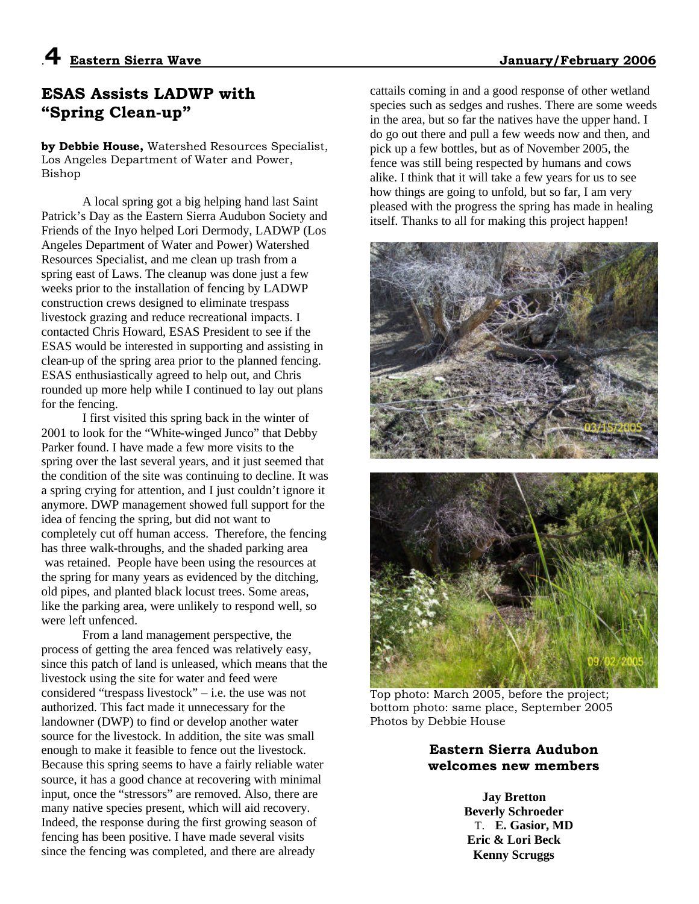## ESAS Assists LADWP with "Spring Clean-up"

**by Debbie House,** Watershed Resources Specialist, Los Angeles Department of Water and Power, Bishop

A local spring got a big helping hand last Saint Patrick's Day as the Eastern Sierra Audubon Society and Friends of the Inyo helped Lori Dermody, LADWP (Los Angeles Department of Water and Power) Watershed Resources Specialist, and me clean up trash from a spring east of Laws. The cleanup was done just a few weeks prior to the installation of fencing by LADWP construction crews designed to eliminate trespass livestock grazing and reduce recreational impacts. I contacted Chris Howard, ESAS President to see if the ESAS would be interested in supporting and assisting in clean-up of the spring area prior to the planned fencing. ESAS enthusiastically agreed to help out, and Chris rounded up more help while I continued to lay out plans for the fencing.

I first visited this spring back in the winter of 2001 to look for the "White-winged Junco" that Debby Parker found. I have made a few more visits to the spring over the last several years, and it just seemed that the condition of the site was continuing to decline. It was a spring crying for attention, and I just couldn't ignore it anymore. DWP management showed full support for the idea of fencing the spring, but did not want to completely cut off human access. Therefore, the fencing has three walk-throughs, and the shaded parking area was retained. People have been using the resources at the spring for many years as evidenced by the ditching, old pipes, and planted black locust trees. Some areas, like the parking area, were unlikely to respond well, so were left unfenced.

From a land management perspective, the process of getting the area fenced was relatively easy, since this patch of land is unleased, which means that the livestock using the site for water and feed were considered "trespass livestock" – i.e. the use was not authorized. This fact made it unnecessary for the landowner (DWP) to find or develop another water source for the livestock. In addition, the site was small enough to make it feasible to fence out the livestock. Because this spring seems to have a fairly reliable water source, it has a good chance at recovering with minimal input, once the "stressors" are removed. Also, there are many native species present, which will aid recovery. Indeed, the response during the first growing season of fencing has been positive. I have made several visits since the fencing was completed, and there are already cattails coming in and a good response of other wetland species such as sedges and rushes. There are some weeds in the area, but so far the natives have the upper hand. I do go out there and pull a few weeds now and then, and pick up a few bottles, but as of November 2005, the fence was still being respected by humans and cows alike. I think that it will take a few years for us to see how things are going to unfold, but so far, I am very pleased with the progress the spring has made in healing itself. Thanks to all for making this project happen!

Top photo: March 2005, before the project; bottom photo: same place, September 2005
Photos by Debbie House

### Eastern Sierra Audubon welcomes new members

**Jay Bretton**
**Beverly Schroeder**
T. **E. Gasior, MD**
**Eric & Lori Beck**
**Kenny Scruggs**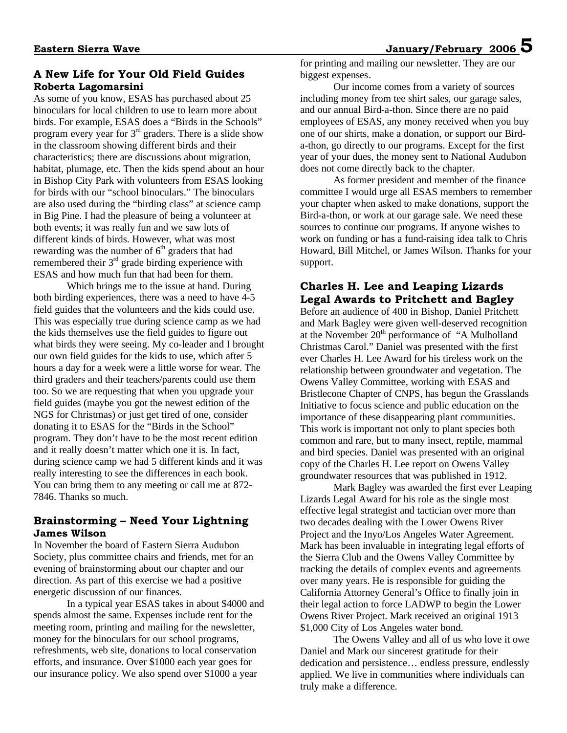## A New Life for Your Old Field Guides

**Roberta Lagomarsini**

As some of you know, ESAS has purchased about 25 binoculars for local children to use to learn more about birds. For example, ESAS does a "Birds in the Schools" program every year for 3rd graders. There is a slide show in the classroom showing different birds and their characteristics; there are discussions about migration, habitat, plumage, etc. Then the kids spend about an hour in Bishop City Park with volunteers from ESAS looking for birds with our "school binoculars." The binoculars are also used during the "birding class" at science camp in Big Pine. I had the pleasure of being a volunteer at both events; it was really fun and we saw lots of different kinds of birds. However, what was most rewarding was the number of 6th graders that had remembered their 3rd grade birding experience with ESAS and how much fun that had been for them.

Which brings me to the issue at hand. During both birding experiences, there was a need to have 4-5 field guides that the volunteers and the kids could use. This was especially true during science camp as we had the kids themselves use the field guides to figure out what birds they were seeing. My co-leader and I brought our own field guides for the kids to use, which after 5 hours a day for a week were a little worse for wear. The third graders and their teachers/parents could use them too. So we are requesting that when you upgrade your field guides (maybe you got the newest edition of the NGS for Christmas) or just get tired of one, consider donating it to ESAS for the "Birds in the School" program. They don't have to be the most recent edition and it really doesn't matter which one it is. In fact, during science camp we had 5 different kinds and it was really interesting to see the differences in each book. You can bring them to any meeting or call me at 872-7846. Thanks so much.

## Brainstorming – Need Your Lightning

**James Wilson**

In November the board of Eastern Sierra Audubon Society, plus committee chairs and friends, met for an evening of brainstorming about our chapter and our direction. As part of this exercise we had a positive energetic discussion of our finances.

In a typical year ESAS takes in about $4000 and spends almost the same. Expenses include rent for the meeting room, printing and mailing for the newsletter, money for the binoculars for our school programs, refreshments, web site, donations to local conservation efforts, and insurance. Over $1000 each year goes for our insurance policy. We also spend over $1000 a year for printing and mailing our newsletter. They are our biggest expenses.

Our income comes from a variety of sources including money from tee shirt sales, our garage sales, and our annual Bird-a-thon. Since there are no paid employees of ESAS, any money received when you buy one of our shirts, make a donation, or support our Bird-a-thon, go directly to our programs. Except for the first year of your dues, the money sent to National Audubon does not come directly back to the chapter.

As former president and member of the finance committee I would urge all ESAS members to remember your chapter when asked to make donations, support the Bird-a-thon, or work at our garage sale. We need these sources to continue our programs. If anyone wishes to work on funding or has a fund-raising idea talk to Chris Howard, Bill Mitchel, or James Wilson. Thanks for your support.

## Charles H. Lee and Leaping Lizards Legal Awards to Pritchett and Bagley

Before an audience of 400 in Bishop, Daniel Pritchett and Mark Bagley were given well-deserved recognition at the November 20th performance of "A Mulholland Christmas Carol." Daniel was presented with the first ever Charles H. Lee Award for his tireless work on the relationship between groundwater and vegetation. The Owens Valley Committee, working with ESAS and Bristlecone Chapter of CNPS, has begun the Grasslands Initiative to focus science and public education on the importance of these disappearing plant communities. This work is important not only to plant species both common and rare, but to many insect, reptile, mammal and bird species. Daniel was presented with an original copy of the Charles H. Lee report on Owens Valley groundwater resources that was published in 1912.

Mark Bagley was awarded the first ever Leaping Lizards Legal Award for his role as the single most effective legal strategist and tactician over more than two decades dealing with the Lower Owens River Project and the Inyo/Los Angeles Water Agreement. Mark has been invaluable in integrating legal efforts of the Sierra Club and the Owens Valley Committee by tracking the details of complex events and agreements over many years. He is responsible for guiding the California Attorney General's Office to finally join in their legal action to force LADWP to begin the Lower Owens River Project. Mark received an original 1913 $1,000 City of Los Angeles water bond.

The Owens Valley and all of us who love it owe Daniel and Mark our sincerest gratitude for their dedication and persistence… endless pressure, endlessly applied. We live in communities where individuals can truly make a difference.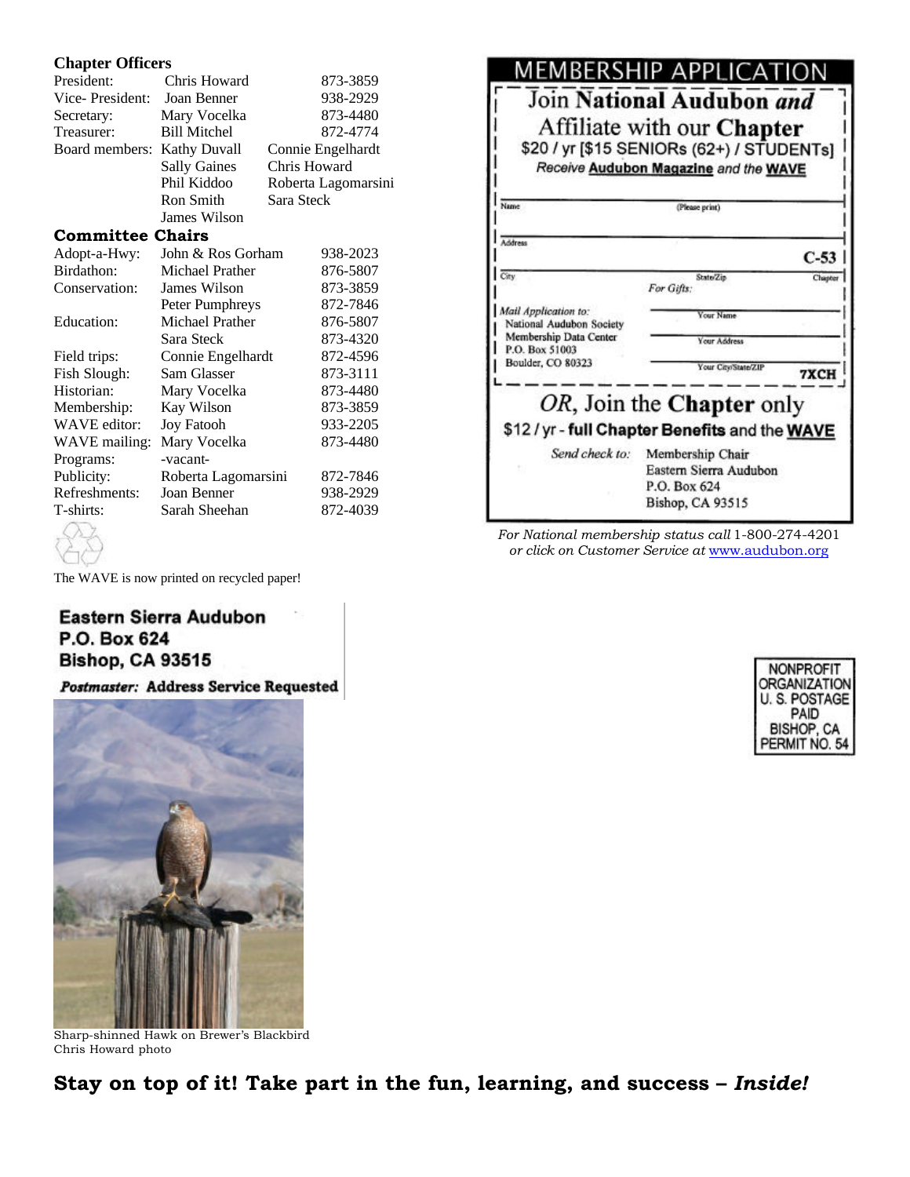## Chapter Officers

| | | |
|---|---|---|
| President: | Chris Howard | 873-3859 |
| Vice- President: | Joan Benner | 938-2929 |
| Secretary: | Mary Vocelka | 873-4480 |
| Treasurer: | Bill Mitchel | 872-4774 |
| Board members: | Kathy Duvall | Connie Engelhardt |
| | Sally Gaines | Chris Howard |
| | Phil Kiddoo | Roberta Lagomarsini |
| | Ron Smith | Sara Steck |
| | James Wilson | |

## Committee Chairs

| | | |
|---|---|---|
| Adopt-a-Hwy: | John & Ros Gorham | 938-2023 |
| Birdathon: | Michael Prather | 876-5807 |
| Conservation: | James Wilson | 873-3859 |
| | Peter Pumphreys | 872-7846 |
| Education: | Michael Prather | 876-5807 |
| | Sara Steck | 873-4320 |
| Field trips: | Connie Engelhardt | 872-4596 |
| Fish Slough: | Sam Glasser | 873-3111 |
| Historian: | Mary Vocelka | 873-4480 |
| Membership: | Kay Wilson | 873-3859 |
| WAVE editor: | Joy Fatooh | 933-2205 |
| WAVE mailing: | Mary Vocelka | 873-4480 |
| Programs: | -vacant- | |
| Publicity: | Roberta Lagomarsini | 872-7846 |
| Refreshments: | Joan Benner | 938-2929 |
| T-shirts: | Sarah Sheehan | 872-4039 |

The WAVE is now printed on recycled paper!

**Eastern Sierra Audubon**
**P.O. Box 624**
**Bishop, CA 93515**

***Postmaster:* Address Service Requested**

Sharp-shinned Hawk on Brewer's Blackbird
Chris Howard photo

## MEMBERSHIP APPLICATION

**Join National Audubon *and* Affiliate with our Chapter**

$20 / yr [$15 SENIORs (62+) / STUDENTs]

*Receive* **Audubon Magazine** *and the* **WAVE**

Name (Please print)

Address

C-53

City State/Zip Chapter

*For Gifts:*

*Mail Application to:*
National Audubon Society
Membership Data Center
P.O. Box 51003
Boulder, CO 80323

Your Name

Your Address

Your City/State/ZIP

7XCH

***OR*, Join the Chapter only**

$12 / yr - **full Chapter Benefits** and the **WAVE**

*Send check to:* Membership Chair
Eastern Sierra Audubon
P.O. Box 624
Bishop, CA 93515

*For National membership status call* 1-800-274-4201
*or click on Customer Service at* www.audubon.org

NONPROFIT ORGANIZATION
U. S. POSTAGE
PAID
BISHOP, CA
PERMIT NO. 54

**Stay on top of it! Take part in the fun, learning, and success – *Inside!***